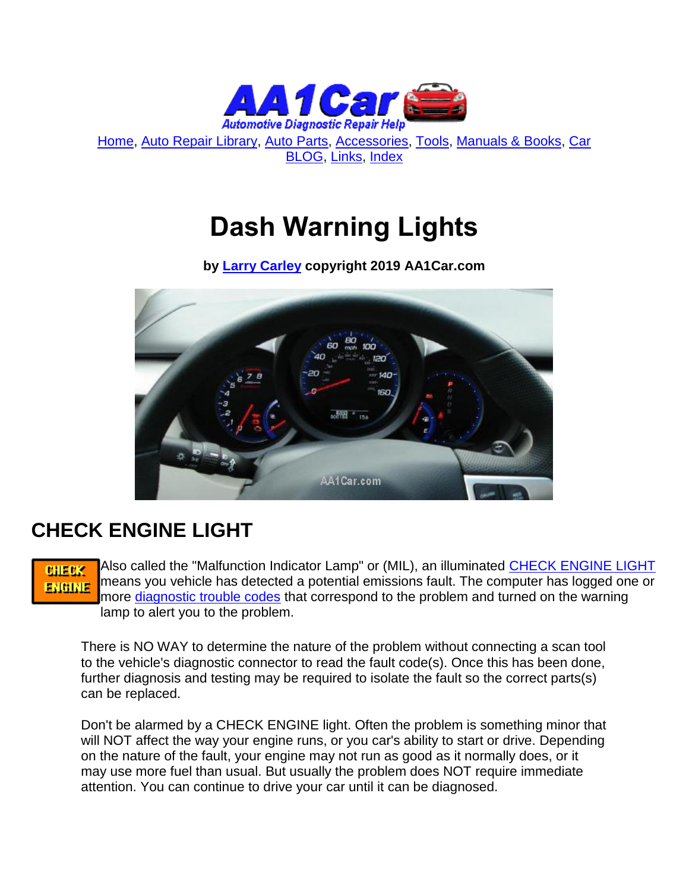Home, Auto Repair Library, Auto Parts, Accessories, Tools, Manuals & Books, Car BLOG, Links, Index

# Dash Warning Lights

**by Larry Carley copyright 2019 AA1Car.com**

## CHECK ENGINE LIGHT

Also called the "Malfunction Indicator Lamp" or (MIL), an illuminated CHECK ENGINE LIGHT means you vehicle has detected a potential emissions fault. The computer has logged one or more diagnostic trouble codes that correspond to the problem and turned on the warning lamp to alert you to the problem.

There is NO WAY to determine the nature of the problem without connecting a scan tool to the vehicle's diagnostic connector to read the fault code(s). Once this has been done, further diagnosis and testing may be required to isolate the fault so the correct parts(s) can be replaced.

Don't be alarmed by a CHECK ENGINE light. Often the problem is something minor that will NOT affect the way your engine runs, or you car's ability to start or drive. Depending on the nature of the fault, your engine may not run as good as it normally does, or it may use more fuel than usual. But usually the problem does NOT require immediate attention. You can continue to drive your car until it can be diagnosed.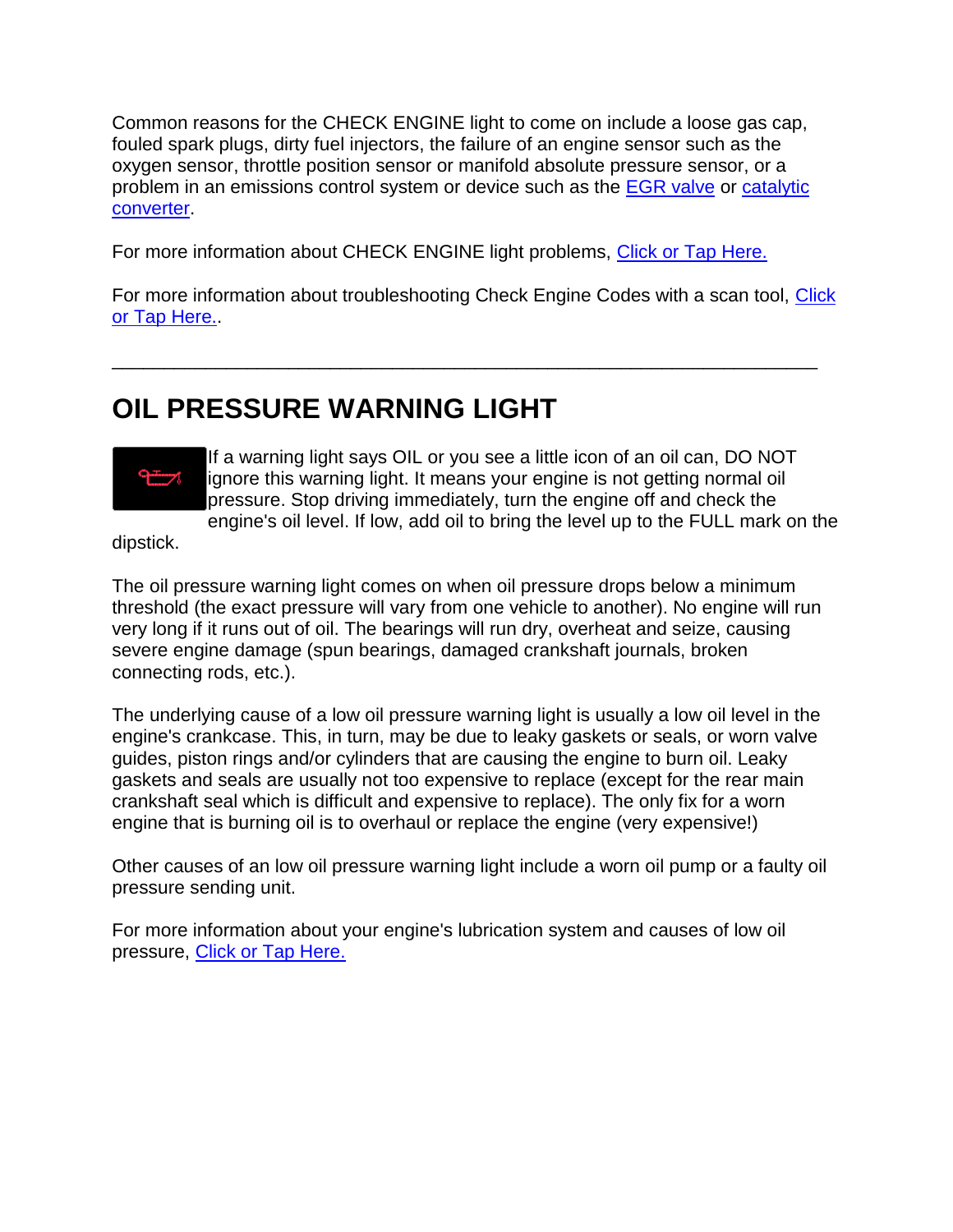Common reasons for the CHECK ENGINE light to come on include a loose gas cap, fouled spark plugs, dirty fuel injectors, the failure of an engine sensor such as the oxygen sensor, throttle position sensor or manifold absolute pressure sensor, or a problem in an emissions control system or device such as the EGR valve or catalytic converter.

For more information about CHECK ENGINE light problems, Click or Tap Here.

For more information about troubleshooting Check Engine Codes with a scan tool, Click or Tap Here..

---

## OIL PRESSURE WARNING LIGHT

If a warning light says OIL or you see a little icon of an oil can, DO NOT ignore this warning light. It means your engine is not getting normal oil pressure. Stop driving immediately, turn the engine off and check the engine's oil level. If low, add oil to bring the level up to the FULL mark on the dipstick.

The oil pressure warning light comes on when oil pressure drops below a minimum threshold (the exact pressure will vary from one vehicle to another). No engine will run very long if it runs out of oil. The bearings will run dry, overheat and seize, causing severe engine damage (spun bearings, damaged crankshaft journals, broken connecting rods, etc.).

The underlying cause of a low oil pressure warning light is usually a low oil level in the engine's crankcase. This, in turn, may be due to leaky gaskets or seals, or worn valve guides, piston rings and/or cylinders that are causing the engine to burn oil. Leaky gaskets and seals are usually not too expensive to replace (except for the rear main crankshaft seal which is difficult and expensive to replace). The only fix for a worn engine that is burning oil is to overhaul or replace the engine (very expensive!)

Other causes of an low oil pressure warning light include a worn oil pump or a faulty oil pressure sending unit.

For more information about your engine's lubrication system and causes of low oil pressure, Click or Tap Here.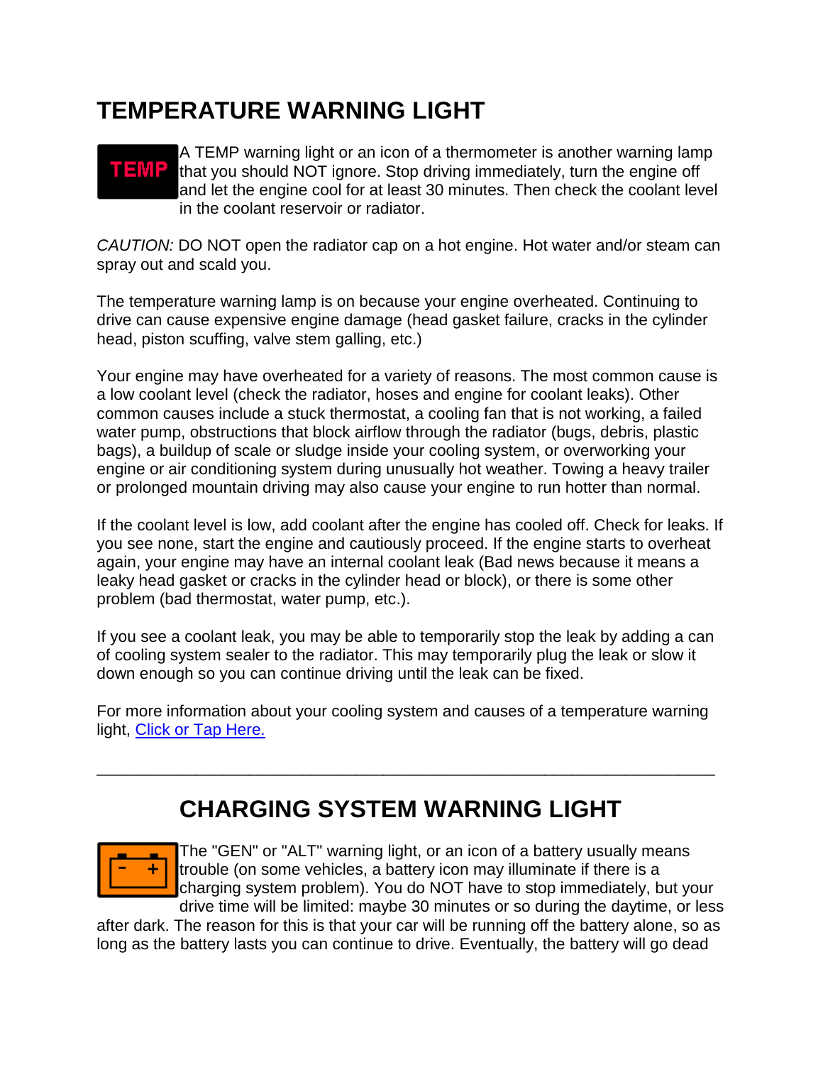## TEMPERATURE WARNING LIGHT

A TEMP warning light or an icon of a thermometer is another warning lamp that you should NOT ignore. Stop driving immediately, turn the engine off and let the engine cool for at least 30 minutes. Then check the coolant level in the coolant reservoir or radiator.

*CAUTION:* DO NOT open the radiator cap on a hot engine. Hot water and/or steam can spray out and scald you.

The temperature warning lamp is on because your engine overheated. Continuing to drive can cause expensive engine damage (head gasket failure, cracks in the cylinder head, piston scuffing, valve stem galling, etc.)

Your engine may have overheated for a variety of reasons. The most common cause is a low coolant level (check the radiator, hoses and engine for coolant leaks). Other common causes include a stuck thermostat, a cooling fan that is not working, a failed water pump, obstructions that block airflow through the radiator (bugs, debris, plastic bags), a buildup of scale or sludge inside your cooling system, or overworking your engine or air conditioning system during unusually hot weather. Towing a heavy trailer or prolonged mountain driving may also cause your engine to run hotter than normal.

If the coolant level is low, add coolant after the engine has cooled off. Check for leaks. If you see none, start the engine and cautiously proceed. If the engine starts to overheat again, your engine may have an internal coolant leak (Bad news because it means a leaky head gasket or cracks in the cylinder head or block), or there is some other problem (bad thermostat, water pump, etc.).

If you see a coolant leak, you may be able to temporarily stop the leak by adding a can of cooling system sealer to the radiator. This may temporarily plug the leak or slow it down enough so you can continue driving until the leak can be fixed.

For more information about your cooling system and causes of a temperature warning light, Click or Tap Here.

---

## CHARGING SYSTEM WARNING LIGHT

The "GEN" or "ALT" warning light, or an icon of a battery usually means trouble (on some vehicles, a battery icon may illuminate if there is a charging system problem). You do NOT have to stop immediately, but your drive time will be limited: maybe 30 minutes or so during the daytime, or less after dark. The reason for this is that your car will be running off the battery alone, so as long as the battery lasts you can continue to drive. Eventually, the battery will go dead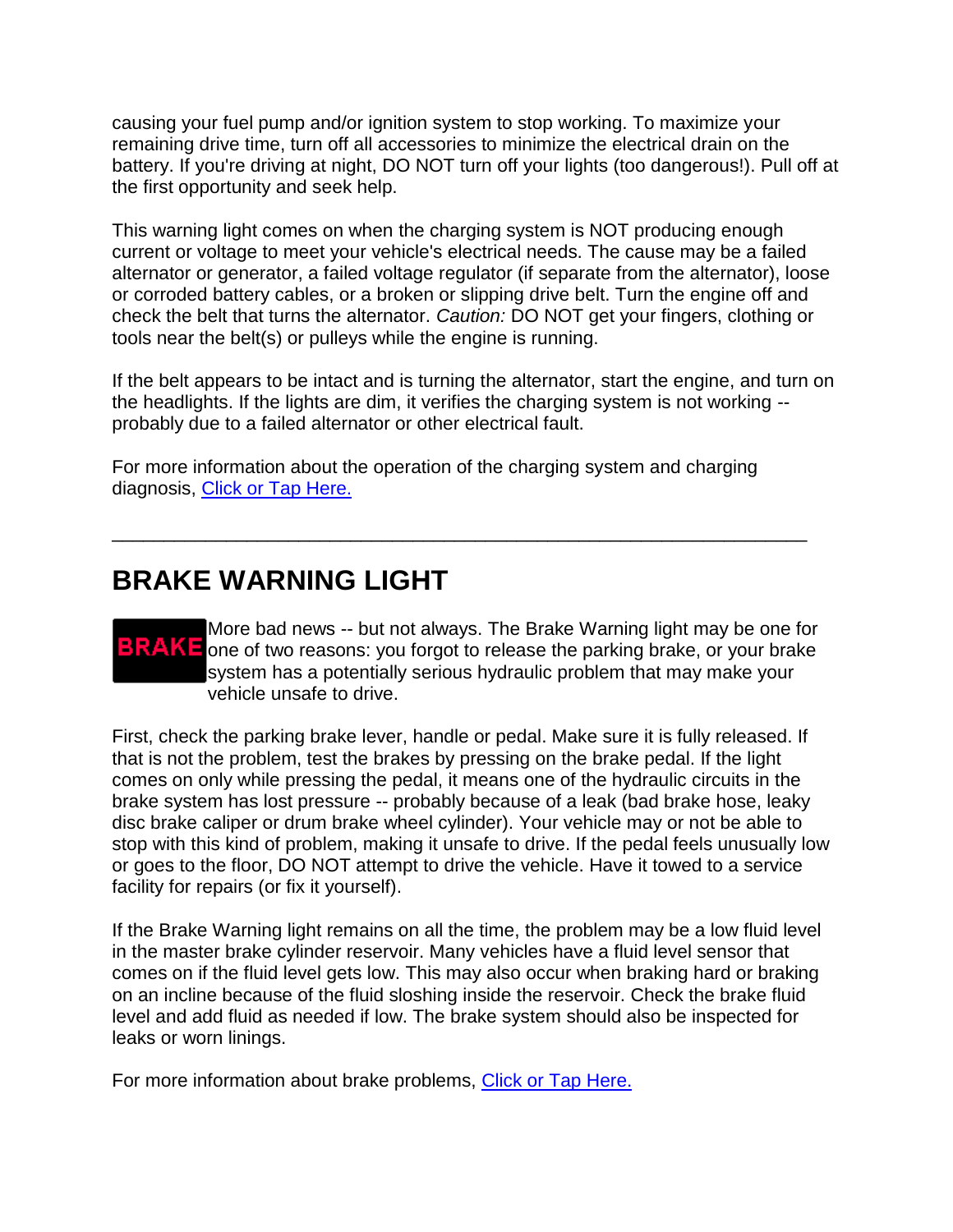causing your fuel pump and/or ignition system to stop working. To maximize your remaining drive time, turn off all accessories to minimize the electrical drain on the battery. If you're driving at night, DO NOT turn off your lights (too dangerous!). Pull off at the first opportunity and seek help.

This warning light comes on when the charging system is NOT producing enough current or voltage to meet your vehicle's electrical needs. The cause may be a failed alternator or generator, a failed voltage regulator (if separate from the alternator), loose or corroded battery cables, or a broken or slipping drive belt. Turn the engine off and check the belt that turns the alternator. *Caution:* DO NOT get your fingers, clothing or tools near the belt(s) or pulleys while the engine is running.

If the belt appears to be intact and is turning the alternator, start the engine, and turn on the headlights. If the lights are dim, it verifies the charging system is not working -- probably due to a failed alternator or other electrical fault.

For more information about the operation of the charging system and charging diagnosis, [Click or Tap Here.]()

---

## BRAKE WARNING LIGHT

BRAKE

More bad news -- but not always. The Brake Warning light may be one for one of two reasons: you forgot to release the parking brake, or your brake system has a potentially serious hydraulic problem that may make your vehicle unsafe to drive.

First, check the parking brake lever, handle or pedal. Make sure it is fully released. If that is not the problem, test the brakes by pressing on the brake pedal. If the light comes on only while pressing the pedal, it means one of the hydraulic circuits in the brake system has lost pressure -- probably because of a leak (bad brake hose, leaky disc brake caliper or drum brake wheel cylinder). Your vehicle may or not be able to stop with this kind of problem, making it unsafe to drive. If the pedal feels unusually low or goes to the floor, DO NOT attempt to drive the vehicle. Have it towed to a service facility for repairs (or fix it yourself).

If the Brake Warning light remains on all the time, the problem may be a low fluid level in the master brake cylinder reservoir. Many vehicles have a fluid level sensor that comes on if the fluid level gets low. This may also occur when braking hard or braking on an incline because of the fluid sloshing inside the reservoir. Check the brake fluid level and add fluid as needed if low. The brake system should also be inspected for leaks or worn linings.

For more information about brake problems, [Click or Tap Here.]()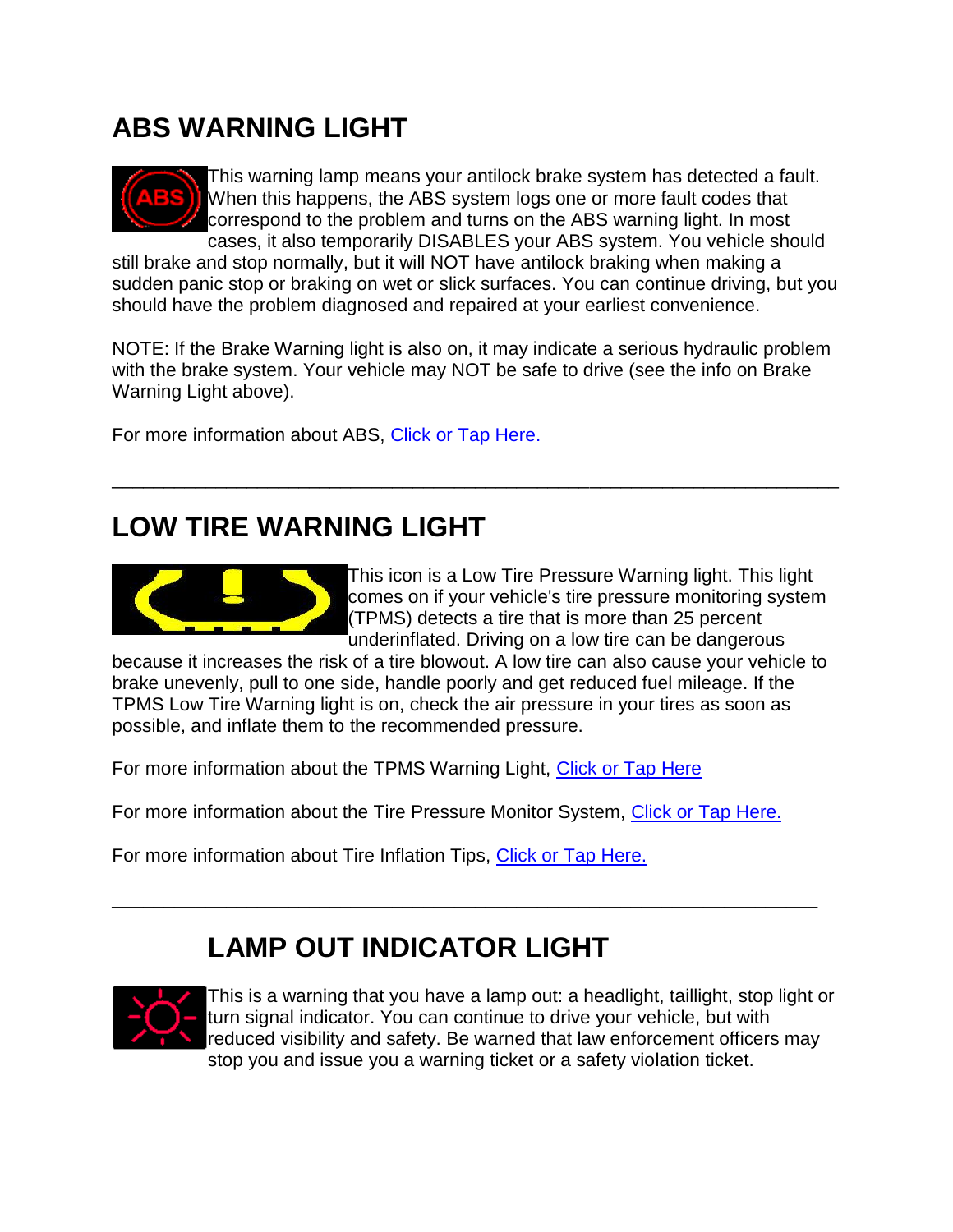## ABS WARNING LIGHT

This warning lamp means your antilock brake system has detected a fault. When this happens, the ABS system logs one or more fault codes that correspond to the problem and turns on the ABS warning light. In most cases, it also temporarily DISABLES your ABS system. You vehicle should still brake and stop normally, but it will NOT have antilock braking when making a sudden panic stop or braking on wet or slick surfaces. You can continue driving, but you should have the problem diagnosed and repaired at your earliest convenience.

NOTE: If the Brake Warning light is also on, it may indicate a serious hydraulic problem with the brake system. Your vehicle may NOT be safe to drive (see the info on Brake Warning Light above).

For more information about ABS, [Click or Tap Here.]()

---

## LOW TIRE WARNING LIGHT

This icon is a Low Tire Pressure Warning light. This light comes on if your vehicle's tire pressure monitoring system (TPMS) detects a tire that is more than 25 percent underinflated. Driving on a low tire can be dangerous because it increases the risk of a tire blowout. A low tire can also cause your vehicle to brake unevenly, pull to one side, handle poorly and get reduced fuel mileage. If the TPMS Low Tire Warning light is on, check the air pressure in your tires as soon as possible, and inflate them to the recommended pressure.

For more information about the TPMS Warning Light, [Click or Tap Here]()

For more information about the Tire Pressure Monitor System, [Click or Tap Here.]()

For more information about Tire Inflation Tips, [Click or Tap Here.]()

---

## LAMP OUT INDICATOR LIGHT

This is a warning that you have a lamp out: a headlight, taillight, stop light or turn signal indicator. You can continue to drive your vehicle, but with reduced visibility and safety. Be warned that law enforcement officers may stop you and issue you a warning ticket or a safety violation ticket.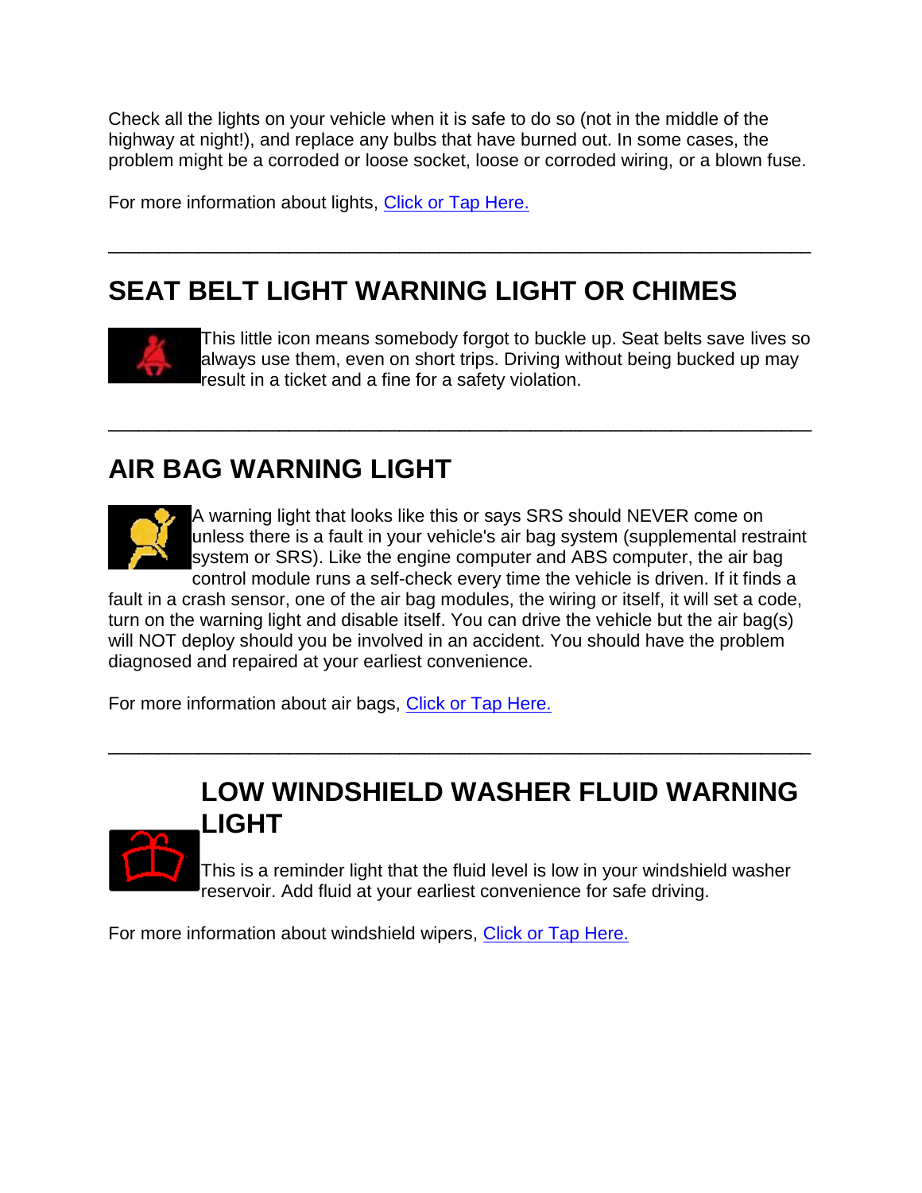Check all the lights on your vehicle when it is safe to do so (not in the middle of the highway at night!), and replace any bulbs that have burned out. In some cases, the problem might be a corroded or loose socket, loose or corroded wiring, or a blown fuse.

For more information about lights, [Click or Tap Here.]

---

## SEAT BELT LIGHT WARNING LIGHT OR CHIMES

This little icon means somebody forgot to buckle up. Seat belts save lives so always use them, even on short trips. Driving without being bucked up may result in a ticket and a fine for a safety violation.

---

## AIR BAG WARNING LIGHT

A warning light that looks like this or says SRS should NEVER come on unless there is a fault in your vehicle's air bag system (supplemental restraint system or SRS). Like the engine computer and ABS computer, the air bag control module runs a self-check every time the vehicle is driven. If it finds a fault in a crash sensor, one of the air bag modules, the wiring or itself, it will set a code, turn on the warning light and disable itself. You can drive the vehicle but the air bag(s) will NOT deploy should you be involved in an accident. You should have the problem diagnosed and repaired at your earliest convenience.

For more information about air bags, [Click or Tap Here.]

---

## LOW WINDSHIELD WASHER FLUID WARNING LIGHT

This is a reminder light that the fluid level is low in your windshield washer reservoir. Add fluid at your earliest convenience for safe driving.

For more information about windshield wipers, [Click or Tap Here.]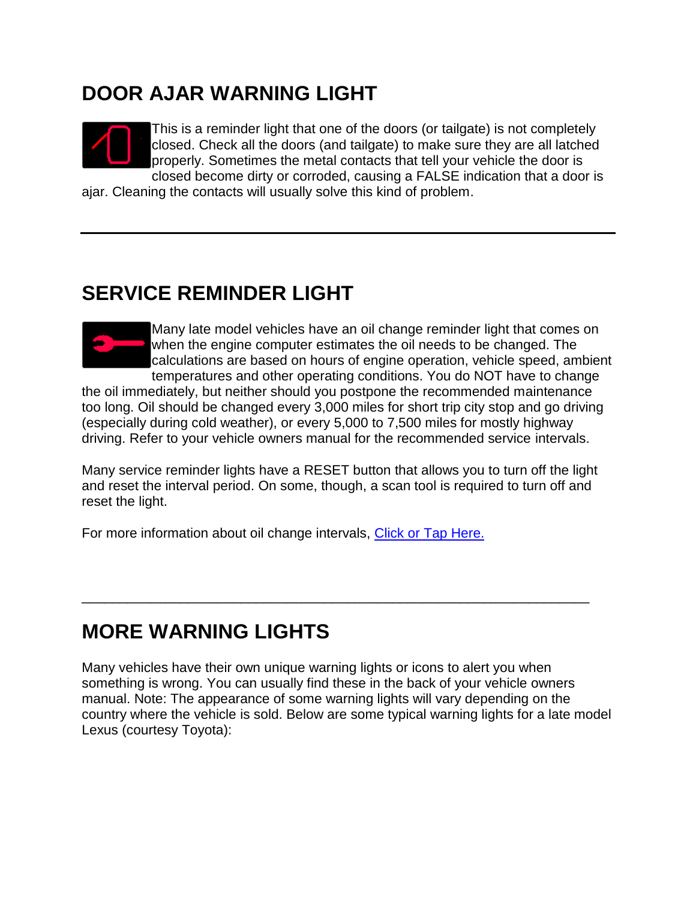## DOOR AJAR WARNING LIGHT

This is a reminder light that one of the doors (or tailgate) is not completely closed. Check all the doors (and tailgate) to make sure they are all latched properly. Sometimes the metal contacts that tell your vehicle the door is closed become dirty or corroded, causing a FALSE indication that a door is ajar. Cleaning the contacts will usually solve this kind of problem.

---

## SERVICE REMINDER LIGHT

Many late model vehicles have an oil change reminder light that comes on when the engine computer estimates the oil needs to be changed. The calculations are based on hours of engine operation, vehicle speed, ambient temperatures and other operating conditions. You do NOT have to change the oil immediately, but neither should you postpone the recommended maintenance too long. Oil should be changed every 3,000 miles for short trip city stop and go driving (especially during cold weather), or every 5,000 to 7,500 miles for mostly highway driving. Refer to your vehicle owners manual for the recommended service intervals.

Many service reminder lights have a RESET button that allows you to turn off the light and reset the interval period. On some, though, a scan tool is required to turn off and reset the light.

For more information about oil change intervals, Click or Tap Here.

---

## MORE WARNING LIGHTS

Many vehicles have their own unique warning lights or icons to alert you when something is wrong. You can usually find these in the back of your vehicle owners manual. Note: The appearance of some warning lights will vary depending on the country where the vehicle is sold. Below are some typical warning lights for a late model Lexus (courtesy Toyota):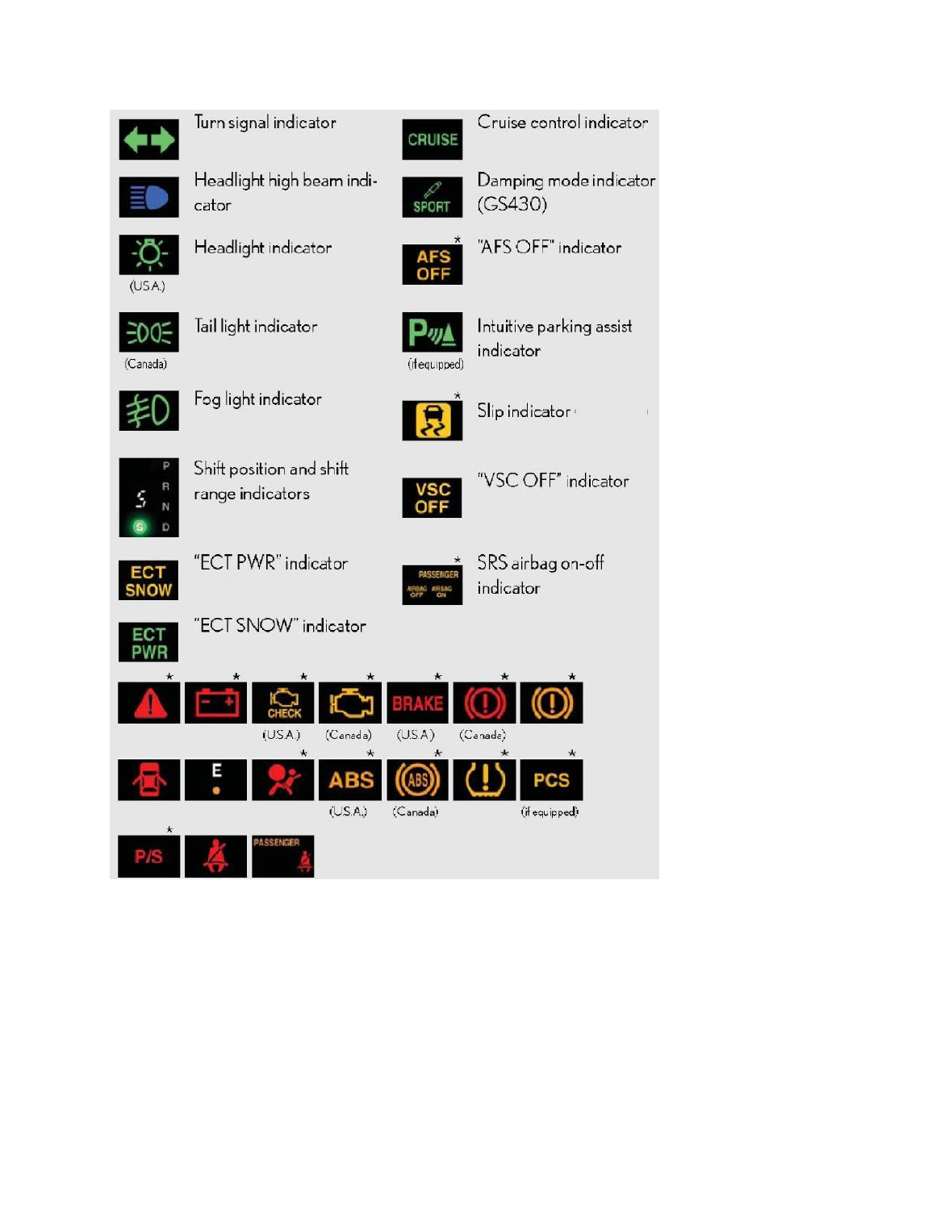| Indicator | Description | Indicator | Description |
|---|---|---|---|
| | Turn signal indicator | CRUISE | Cruise control indicator |
| | Headlight high beam indicator | SPORT | Damping mode indicator (GS430) |
| (U.S.A.) | Headlight indicator | AFS OFF * | "AFS OFF" indicator |
| (Canada) | Tail light indicator | (if equipped) | Intuitive parking assist indicator |
| | Fog light indicator | * | Slip indicator |
| P R N D S | Shift position and shift range indicators | VSC OFF | "VSC OFF" indicator |
| ECT SNOW | "ECT PWR" indicator | PASSENGER AIRBAG OFF AIRBAG ON * | SRS airbag on-off indicator |
| ECT PWR | "ECT SNOW" indicator | | |

| * | * | CHECK * (U.S.A.) | * (Canada) | BRAKE * (U.S.A.) | * (Canada) | * |
|---|---|---|---|---|---|---|
| | E | * | ABS * (U.S.A.) | ABS * (Canada) | * | PCS * (if equipped) |
| P/S * | | PASSENGER | | | | |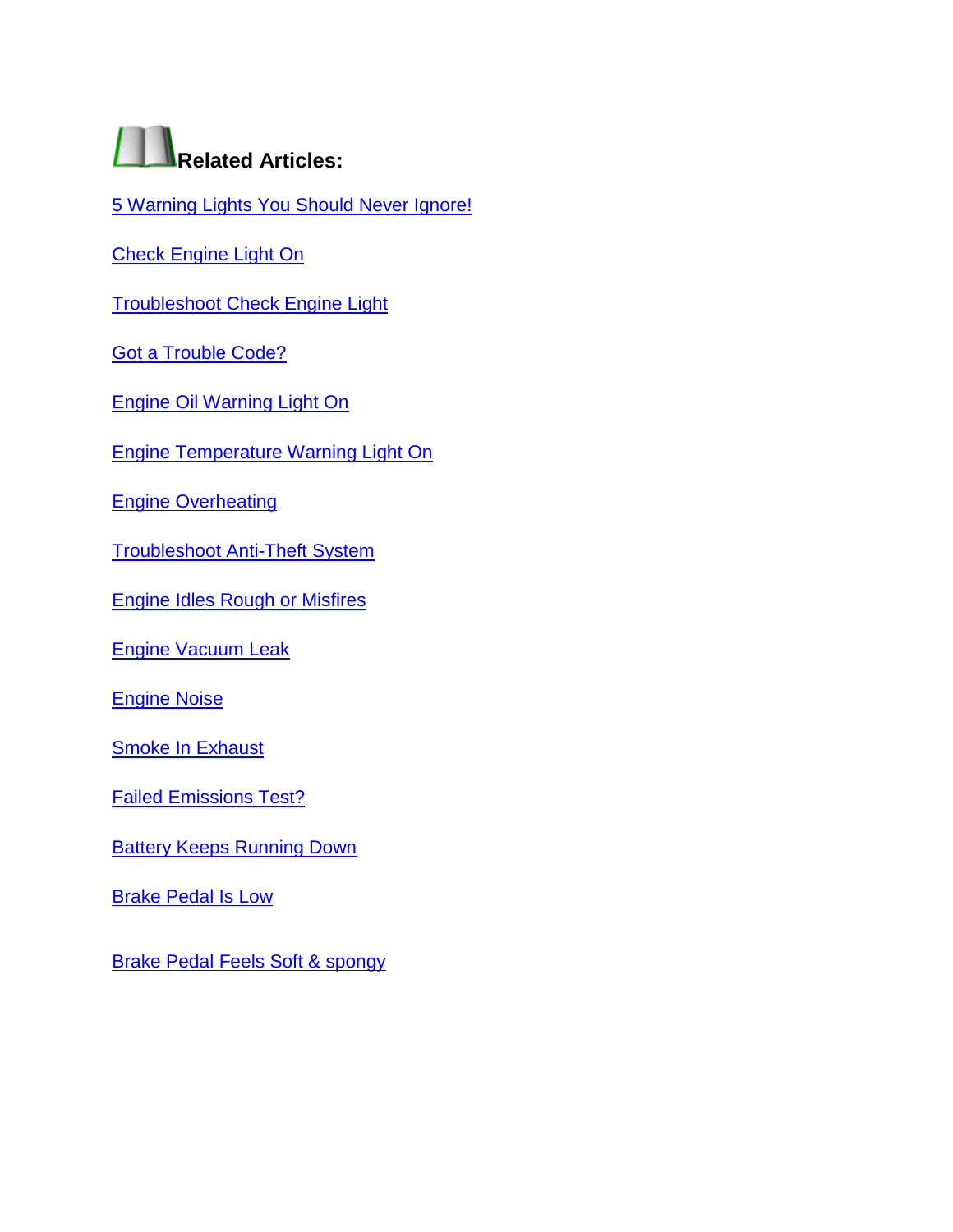## Related Articles:

5 Warning Lights You Should Never Ignore!

Check Engine Light On

Troubleshoot Check Engine Light

Got a Trouble Code?

Engine Oil Warning Light On

Engine Temperature Warning Light On

Engine Overheating

Troubleshoot Anti-Theft System

Engine Idles Rough or Misfires

Engine Vacuum Leak

Engine Noise

Smoke In Exhaust

Failed Emissions Test?

Battery Keeps Running Down

Brake Pedal Is Low

Brake Pedal Feels Soft & spongy